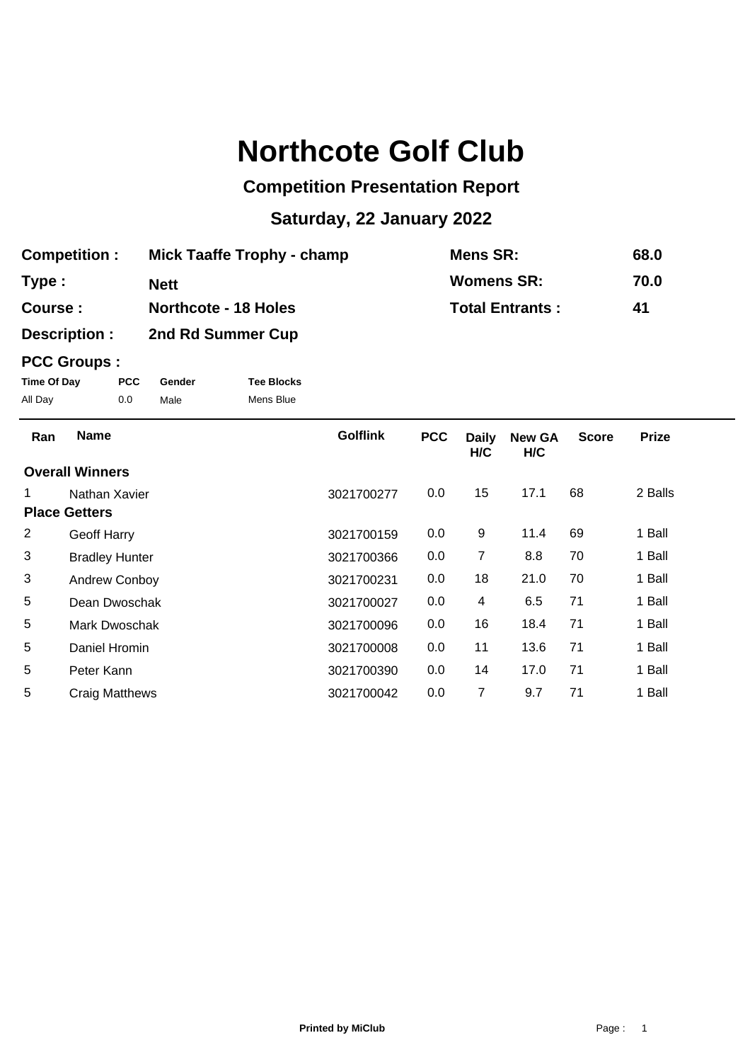# Northcote Golf Club

## Competition Presentation Report

## Saturday, 22 January 2022

| | | | |
|---|---|---|---|
| **Competition :** | **Mick Taaffe Trophy - champ** | **Mens SR:** | **68.0** |
| **Type :** | **Nett** | **Womens SR:** | **70.0** |
| **Course :** | **Northcote - 18 Holes** | **Total Entrants :** | **41** |
| **Description :** | **2nd Rd Summer Cup** | | |

**PCC Groups :**

| Time Of Day | PCC | Gender | Tee Blocks |
|---|---|---|---|
| All Day | 0.0 | Male | Mens Blue |

| Ran | Name | Golflink | PCC | Daily H/C | New GA H/C | Score | Prize |
|---|---|---|---|---|---|---|---|
| **Overall Winners** | | | | | | | |
| 1 | Nathan Xavier | 3021700277 | 0.0 | 15 | 17.1 | 68 | 2 Balls |
| **Place Getters** | | | | | | | |
| 2 | Geoff Harry | 3021700159 | 0.0 | 9 | 11.4 | 69 | 1 Ball |
| 3 | Bradley Hunter | 3021700366 | 0.0 | 7 | 8.8 | 70 | 1 Ball |
| 3 | Andrew Conboy | 3021700231 | 0.0 | 18 | 21.0 | 70 | 1 Ball |
| 5 | Dean Dwoschak | 3021700027 | 0.0 | 4 | 6.5 | 71 | 1 Ball |
| 5 | Mark Dwoschak | 3021700096 | 0.0 | 16 | 18.4 | 71 | 1 Ball |
| 5 | Daniel Hromin | 3021700008 | 0.0 | 11 | 13.6 | 71 | 1 Ball |
| 5 | Peter Kann | 3021700390 | 0.0 | 14 | 17.0 | 71 | 1 Ball |
| 5 | Craig Matthews | 3021700042 | 0.0 | 7 | 9.7 | 71 | 1 Ball |

**Printed by MiClub**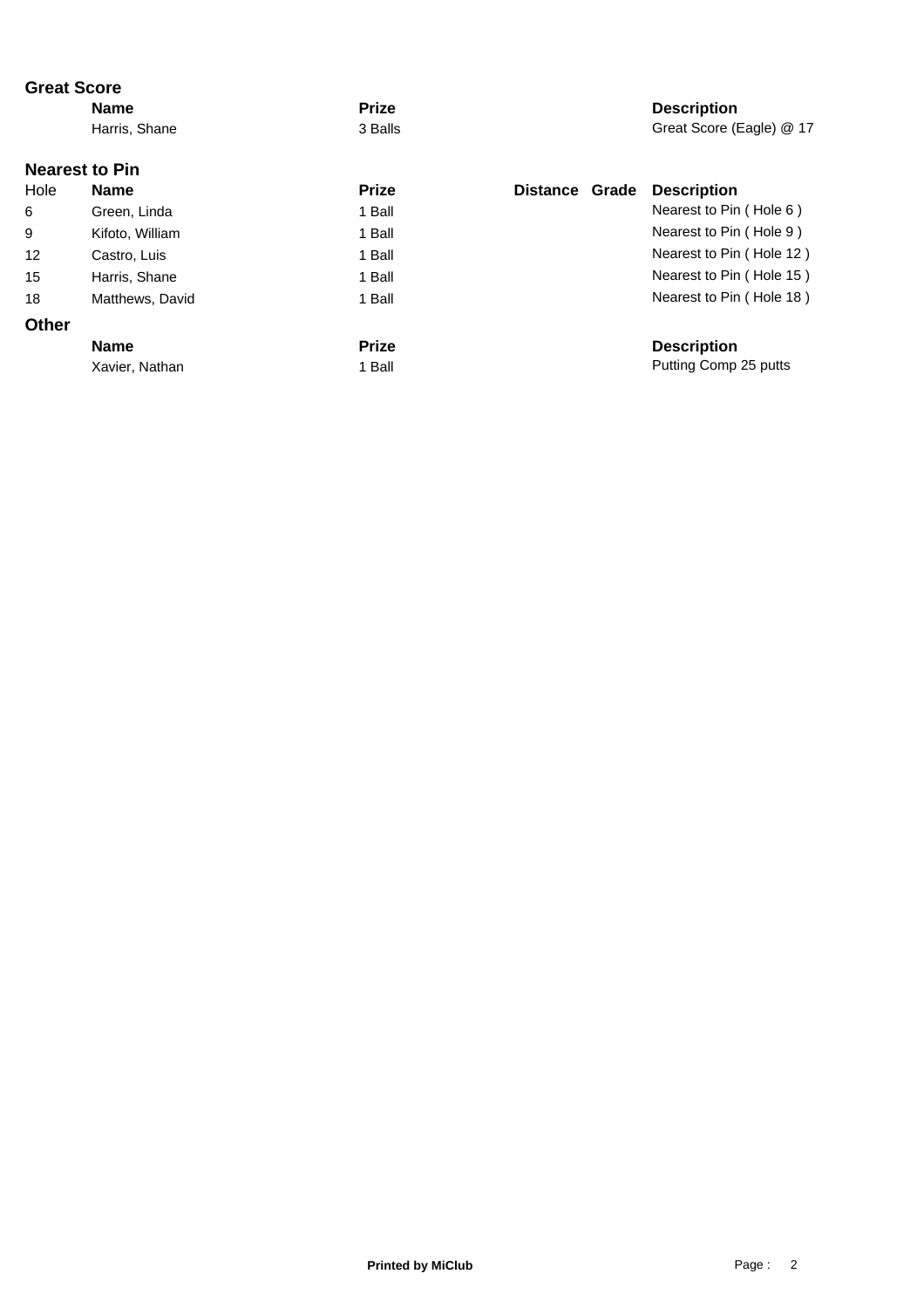## Great Score

| | Name | Prize | Description |
|---|---|---|---|
| | Harris, Shane | 3 Balls | Great Score (Eagle) @ 17 |

## Nearest to Pin

| Hole | Name | Prize | Distance | Grade | Description |
|---|---|---|---|---|---|
| 6 | Green, Linda | 1 Ball | | | Nearest to Pin ( Hole 6 ) |
| 9 | Kifoto, William | 1 Ball | | | Nearest to Pin ( Hole 9 ) |
| 12 | Castro, Luis | 1 Ball | | | Nearest to Pin ( Hole 12 ) |
| 15 | Harris, Shane | 1 Ball | | | Nearest to Pin ( Hole 15 ) |
| 18 | Matthews, David | 1 Ball | | | Nearest to Pin ( Hole 18 ) |

## Other

| | Name | Prize | Description |
|---|---|---|---|
| | Xavier, Nathan | 1 Ball | Putting Comp 25 putts |

**Printed by MiClub**